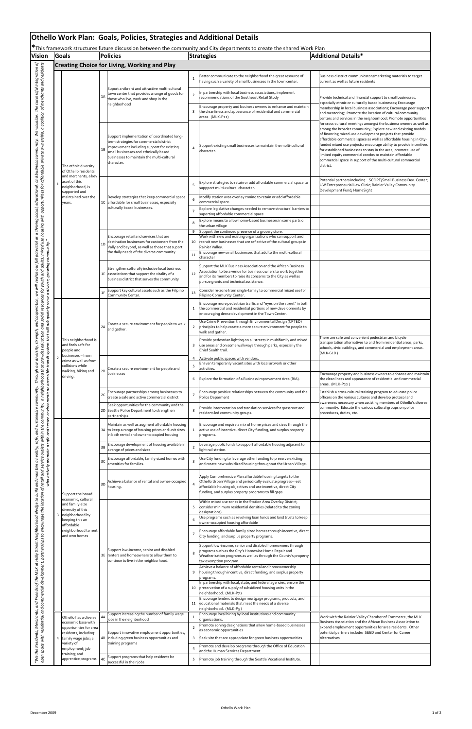# Othello Work Plan: Goals, Policies, Strategies and Additional Details

*This framework structures future discussion between the community and City departments to create the shared Work Plan

**Vision:** "We the Residents, Merchants, and Friends of the MLK at Holly Street Neighborhood pledge to build and maintain a healthy, safe, and sustainable community. Through our diversity, strength, and cooperation, we will realize our full potential as a thriving social, educational, and business community. We visualize: the successful integration of open space with residential and commercial development; partnerships to encourage the location of retail and service outlets within the community; a neighborhood that provides education and social resources for youth and adults; mixed use housing with opportunities for affordable private ownership; a coalition of merchants and residents who actively promote a safe and secure environment; an accessible transit system that will adequately serve a diverse, growing community."

## Creating Choice for Living, Working and Play

| # | Goals | # | Policies | # | Strategies | Additional Details* |
|---|---|---|---|---|---|---|
| 1 | The ethnic diversity of Othello residents and merchants, a key asset of this neighborhood, is supported and maintained over the years. | 1A | Suport a vibrant and attractive multi-cultural town center that provides a range of goods for those who live, work and shop in the neighborhood | 1 | Better communicate to the neighborhood the great resource of having such a variety of small businesses in the town center. | Business disstrict communicaton/marketing materials to target current as well as future residents |
| | | | | 2 | In partnership with local business associations, implement recommendations of the Southeast Retail Study | Provide technical and financial support to small businesses, especially ethnic or culturally based businesses; Encourage membership in local business associations; Encourage peer support and mentoring; Promote the location of cultural community centers and services in the neighborhood; Promote opportunities for cross-cultural meetings amongst the business owners as well as among the broader community; Explore new and existing models of financing mixed-use development projects that provide affordable commercial space as well as affordable housing in City-funded mixed use projects; encourage ability to provide incentives for established businesses to stay in the area; promote use of limited equity commercial condos to maintain affordable commercial space in support of the multi-cultural commercial district. |
| | | | | 3 | Encourage property and business owners to enhance and maintain the cleanliness and appearance of residential and commercial areas. (MLK-P22) | |
| | | 1B | Support implementation of coordinated long-term strategies for commercial district improvement including support for existing small businesses and ethnically based businesses to maintain the multi-cultural character. | 4 | Support existing small businesses to maintain the multi-cultural character. | |
| | | 1C | Develop strategies that keep commercial space affordable for small businesses, especially culturally based businesses. | 5 | Explore strategies to retain or add affordable commercial space to suppport multi-cultural character. | Potential partners including: SCORE/Small Business Dev. Center; UW Entrepreneurial Law Clinic; Rainier Valley Community Development Fund; HomeSight |
| | | | | 6 | Modify station area overlay zoning to retain or add affordable commercial space. | |
| | | | | 7 | Explore legislative changes needed to remove structural barriers to suporting affordable commercial space | |
| | | | | 8 | Explore means to allow home-based businesses in some parts o the urban village | |
| | | 1D | Encourage retail and services that are destination businesses for customers from the Vally and beyond, as well as those that suport the daily needs of the diverse community | 9 | Support the continued presence of a grocery store. | |
| | | | | 10 | Work with new and existing organizations who can support and recruit new businesses that are reflective of the cultural groups in Rainier Valley. | |
| | | | | 11 | Encourage new small businesses that add to the multi-cultural character | |
| | | 1E | Strengthen culturally inclusive local business associations that support the vitality of a business district that serves the community | 12 | Support the MLK Business Association and the African Business Association to be a venue for business owners to work together and for its members to raise its concerns to the City as well as pursue grants and technical assistance. | |
| | | 1F | Support key cultural assets such as the Filipino Community Center. | 13 | Consider re-zone from single-family to commercial mixed use for Filipino Community Center. | |
| 2 | This neighborhood is, and feels safe for people and businesses – from crime as well as from collisions while walking, biking and driving. | 2A | Create a secure environment for people to walk and gather. | 1 | Encourage more pedestrian traffic and "eyes on the street" in both the commercial and residential portions of new developments by encouraging dense development in the Town Center. | |
| | | | | 2 | Use Crime Prevention through Environmental Design (CPTED) principles to help create a more secure environment for people to walk and gather. | |
| | | | | 3 | Provide pedestrian lighting on all streets in multifamily and mixed use areas and on some walkways through parks, especially the Chief Sealth trail. | There are safe and convenient pedestrian and bicycle transportation alternatives to and from residential areas, parks, schools, civic buildings, and commercial and employment areas. (MLK-G10) |
| | | 2B | Create a secure environment for people and businesses | 4 | Activate public spaces with vendors. | |
| | | | | 5 | Enliven temporarily vacant sites with local artwork or other activities. | |
| | | | | 6 | Explore the formation of a Business Improvement Area (BIA). | Encourage property and business owners to enhance and maintain the cleanliness and appearance of residential and commercial areas. (MLK-P22) |
| | | 2C | Encourage partnerships among businesses to create a safe and active commercial district | 7 | Encourage positive relationships between the community and the Police Deparment | Establish a cross-cultural training program to educate police officers on the various cultures and develop protocol and awareness necessary when assisting members of Othello's diverse community. Educate the various cultural groups on police procedures, duties, etc. |
| | | 2D | Seek opportunities for the community and the Seattle Police Department to strengthen partnerships | 8 | Provide interpretation and translation services for grassroot and resident-led community groups. | |
| 3 | Support the broad economic, cultural and family-size diversity of this neighborhood by keeping this an affordable neighborhood to rent and own homes | 3A | Maintain as well as augment affordable housing to keep a range of housing prices and unit sizes in both rental and owner-occupied housing | 1 | Encourage and require a mix of home prices and sizes through the active use of incentive, direct City funding, and surplus property programs. | |
| | | 3B | Encourage development of housing available in a range of prices and sizes. | 2 | Leverage public funds to support affordable housing adjacent to light rail station. | |
| | | 3C | Encourage affordable, family-sized homes with amenities for families. | 3 | Use City funding to leverage other funding to preserve existing and create new subsidized housing throughout the Urban Village. | |
| | | 3D | Achieve a balance of rental and owner-occupied housing. | 4 | Apply Comprehensive Plan affordable housing targets to the Othello Urban Village and periodically evaluate progress—set affordable housing objectives and use incentive, direct City funding, and surplus property programs to fill gaps. | |
| | | 3E | Support low-income, senior and disabled renters and homeowners to allow them to continue to live in the neighborhood. | 5 | Within mixed use zones in the Station Area Overlay District, consider minimum residential densities (related to the zoning designations) | |
| | | | | 6 | Use programs such as revolving loan funds and land trusts to keep owner-occupied housing affordable | |
| | | | | 7 | Encourage affordable family sized homes through incentive, direct City funding, and surplus property programs. | |
| | | | | 8 | Support low-income, senior and disabled homeowners through programs such as the City's Homewise Home Repair and Weatherization programs as well as through the County's property tax exemption program. | |
| | | | | 9 | Achieve a balance of affordable rental and homeownership housing through incentive, direct funding, and surplus property programs. | |
| | | | | 10 | In partnership with local, state, and federal agencies, ensure the preservation of a supply of subsidized housing units in the neighborhood. (MLK-P7) | |
| | | | | 11 | Encourage lenders to design mortgage programs, products, and educational materials that meet the needs of a diverse neighborhood. (MLK-P5) | |
| 4 | Othello has a diverse economic base with opportunities for area residents, including: family wage jobs; a variety of employment; job training; and apprentice programs. | 4A | Support increasing the number of family wage jobs in the neighborhood | 1 | Encourage local hiring by local institutions and community organizations. | Work with the Rainier Valley Chamber of Commerce, the MLK Business Association and the African Business Association to expand employment opportunities for area residents. Other potential partners include: SEED and Center for Career Alternatives |
| | | 4B | Support innovative employment opportunities, including green business opportunities and training programs | 2 | Promote zoning designations that allow home-based businesses as economic opportunities | |
| | | | | 3 | Seek site that are appropriate for green business opportunities | |
| | | | | 4 | Promote and develop programs through the Office of Education and the Human Services Department. | |
| | | 4C | Support programs that help residents be successful in their jobs | 5 | Promote job training through the Seattle Vocational Institute. | |

December 2009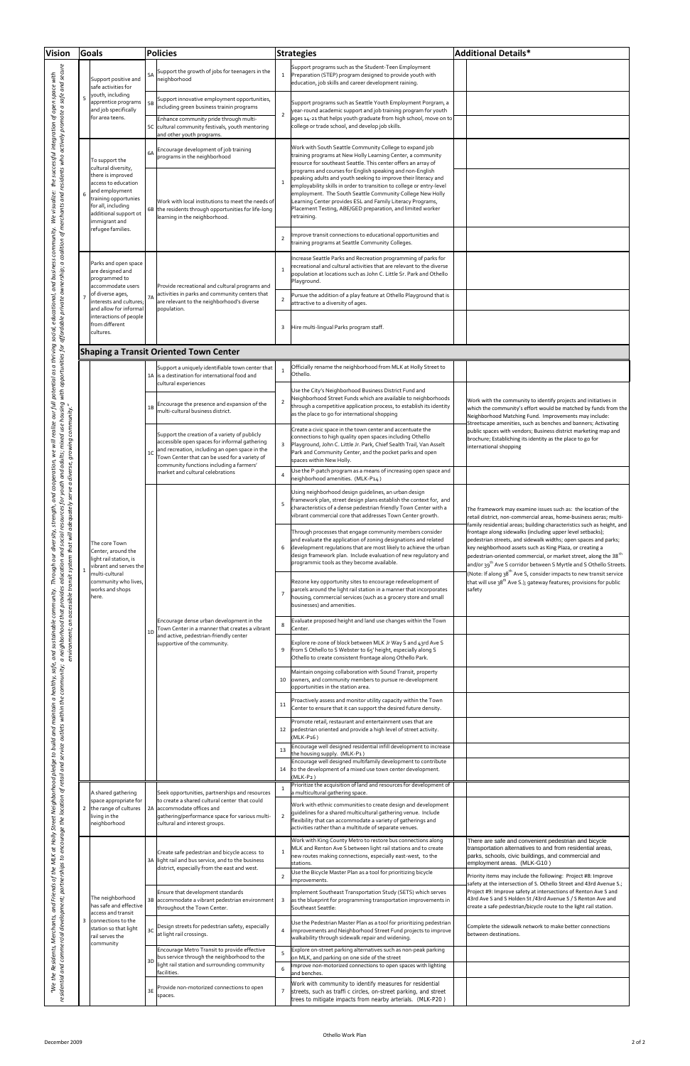| Vision | Goals | | Policies | | Strategies | | Additional Details* |
|---|---|---|---|---|---|---|---|
| *"We the Residents, Merchants, and Friends of the MLK at Holly Street Neighborhood pledge to build and maintain a healthy, safe, and sustainable community. Through our diversity, strength, and cooperation, we will realize our full potential as a thriving social, educational, and business community. We visualize: the successful integration of open space with residential and commercial development; partnerships to encourage the location of retail and service outlets within the community; a neighborhood that provides education and social resources for youth and adults; mixed use housing with opportunities for affordable private ownership; a coalition of merchants and residents who actively promote a safe and secure environment; an accessible transit system that will adequately serve a diverse, growing community."* | 5 | Support positive and safe activities for youth, including apprentice programs and job specifically for area teens. | 5A | Support the growth of jobs for teenagers in the neighborhood | 1 | Support programs such as the Student-Teen Employment Preparation (STEP) program designed to provide youth with education, job skills and career development raining. | |
| | | | 5B | Support innovative employment opportunities, including green business trainin programs | 2 | Support programs such as Seattle Youth Employment Porgram, a year-round academic support and job training program for youth ages 14-21 that helps youth graduate from high school, move on to college or trade school, and develop job skills. | |
| | | | 5C | Enhance community pride through multi-cultural community festivals, youth mentoring and other youth programs. | | | |
| | 6 | To support the cultural diversity, there is improved access to education and employment training opportunies for all, including additional support ot immigrant and refugee families. | 6A | Encourage development of job training programs in the neighborhood | 1 | Work with South Seattle Community College to expand job training programs at New Holly Learning Center, a community resource for southeast Seattle. This center offers an array of programs and courses for English speaking and non-English speaking adults and youth seeking to improve their literacy and employability skills in order to transition to college or entry-level employment. The South Seattle Community College New Holly Learning Center provides ESL and Family Literacy Programs, Placement Testing, ABE/GED preparation, and limited worker retraining. | |
| | | | 6B | Work with local institutions to meet the needs of the residents through opportunities for life-long learning in the neighborhood. | | | |
| | | | | | 2 | Improve transit connections to educational opportunities and training programs at Seattle Community Colleges. | |
| | 7 | Parks and open space are designed and programmed to accommodate users of diverse ages, interests and cultures; and allow for informal interactions of people from different cultures. | 7A | Provide recreational and cultural programs and activities in parks and community centers that are relevant to the neighborhood's diverse population. | 1 | Increase Seattle Parks and Recreation programming of parks for recreational and cultural activities that are relevant to the diverse population at locations such as John C. Little Sr. Park and Othello Playground. | |
| | | | | | 2 | Pursue the addition of a play feature at Othello Playground that is attractive to a diversity of ages. | |
| | | | | | 3 | Hire multi-lingual Parks program staff. | |
| | **Shaping a Transit Oriented Town Center** | | | | | | |
| | 1 | The core Town Center, around the light rail station, is vibrant and serves the multi-cultural community who lives, works and shops here. | 1A | Support a uniquely identifiable town center that is a destination for international food and cultural experiences | 1 | Officially rename the neighborhood from MLK at Holly Street to Othello. | |
| | | | 1B | Encourage the presence and expansion of the multi-cultural business district. | 2 | Use the City's Neighborhood Business District Fund and Neighborhood Street Funds which are available to neighborhoods through a competitive application process, to establish its identity as the place to go for international shopping | Work with the community to identify projects and initiatives in which the community's effort would be matched by funds from the Neighborhood Matching Fund. Improvements may include: Streetscape amenities, such as benches and banners; Activating public spaces with vendors; Business district marketing map and brochure; Establishing its identity as the place to go for international shopping |
| | | | 1C | Support the creation of a variety of publicly accessible open spaces for informal gathering and recreation, including an open space in the Town Center that can be used for a variety of community functions including a farmers' market and cultural celebrations | 3 | Create a civic space in the town center and accentuate the connections to high quality open spaces including Othello Playground, John C. Little Jr. Park, Chief Sealth Trail, Van Asselt Park and Community Center, and the pocket parks and open spaces within New Holly. | |
| | | | | | 4 | Use the P-patch program as a means of increasing open space and neighborhood amenities. (MLK-P14) | |
| | | | 1D | Encourage dense urban development in the Town Center in a manner that creates a vibrant and active, pedestrian-friendly center supportive of the community. | 5 | Using neighborhood design guidelines, an urban design framework plan, street design plans establish the context for, and characteristics of a dense pedestrian friendly Town Center with a vibrant commercial core that addresses Town Center growth. | The framework may examine issues such as: the location of the retail district, non-commercial areas, home-business areas; multi-family residential areas; building characteristics such as height, and frontage along sidewalks (including upper level setbacks); pedestrian streets, and sidewalk widths; open spaces and parks; key neighborhood assets such as King Plaza, or creating a pedestrian-oriented commercial, or market street, along the 38th and/or 39th Ave S corridor between S Myrtle and S Othello Streets. (Note: If along 38th Ave S, consider impacts to new transit service that will use 38th Ave S.); gateway features; provisions for public safety |
| | | | | | 6 | Through processes that engage community members consider and evaluate the application of zoning designations and related development regulations that are most likely to achieve the urban design framework plan. Include evaluation of new regulatory and programmic tools as they become available. | |
| | | | | | 7 | Rezone key opportunity sites to encourage redevelopment of parcels around the light rail station in a manner that incorporates housing, commercial services (such as a grocery store and small businesses) and amenities. | |
| | | | | | 8 | Evaluate proposed height and land use changes within the Town Center. | |
| | | | | | 9 | Explore re-zone of block between MLK Jr Way S and 43rd Ave S from S Othello to S Webster to 65' height, especially along S Othello Street to create consistent frontage along Othello Park. | |
| | | | | | 10 | Maintain ongoing collaboration with Sound Transit, property owners, and community members to pursue re-development opportunities in the station area. | |
| | | | | | 11 | Proactively assess and monitor utility capacity within the Town Center to ensure that it can support the desired future density. | |
| | | | | | 12 | Promote retail, restaurant and entertainment uses that are pedestrian oriented and provide a high level of street activity. (MLK-P16) | |
| | | | | | 13 | Encourage well designed residential infill development to increase the housing supply. (MLK-P1) | |
| | | | | | 14 | Encourage well designed multifamily development to contribute to the development of a mixed use town center development. (MLK-P2) | |
| | 2 | A shared gathering space appropriate for the range of cultures living in the neighborhood | 2A | Seek opportunities, partnerships and resources to create a shared cultural center that could accommodate offices and gathering/performance space for various multi-cultural and interest groups. | 1 | Prioritize the acquisition of land and resources for development of a multicultural gathering space. | |
| | | | | | 2 | Work with ethnic communities to create design and development guidelines for a shared multicultural gathering venue. Include flexibility that can accommodate a variety of gatherings and activities rather than a multitude of separate venues. | |
| | 3 | The neighborhood has safe and effective access and transit connections to the station so that light rail serves the community | 3A | Create safe pedestrian and bicycle access to light rail and bus service, and to the business district, especially from the east and west. | 1 | Work with King County Metro to restore bus connections along MLK and Renton Ave S between light rail stations and to create new routes making connections, especially east-west, to the stations. | There are safe and convenient pedestrian and bicycle transportation alternatives to and from residential areas, parks, schools, civic buildings, and commercial and employment areas. (MLK-G10) |
| | | | | | 2 | Use the Bicycle Master Plan as a tool for prioritizing bicycle improvements. | Priority items may include the following: Project #8: Improve safety at the intersection of S. Othello Street and 43rd Avenue S.; Project #9: Improve safety at intersections of Renton Ave S and 43rd Ave S and S Holden St /43rd Avenue S / S Renton Ave and create a safe pedestrian/bicycle route to the light rail station. |
| | | | 3B | Ensure that development standards accommodate a vibrant pedestrian environment throughout the Town Center. | 3 | Implement Southeast Transportation Study (SETS) which serves as the blueprint for programming transportation improvements in Southeast Seattle. | |
| | | | 3C | Design streets for pedestrian safety, especially at light rail crossings. | 4 | Use the Pedestrian Master Plan as a tool for prioritizing pedestrian improvements and Neighborhood Street Fund projects to improve walkability through sidewalk repair and widening. | Complete the sidewalk network to make better connections between destinations. |
| | | | 3D | Encourage Metro Transit to provide effective bus service through the neighborhood to the light rail station and surrounding community facilities. | 5 | Explore on-street parking alternatives such as non-peak parking on MLK, and parking on one side of the street | |
| | | | | | 6 | Improve non-motorized connections to open spaces with lighting and benches. | |
| | | | 3E | Provide non-motorized connections to open spaces. | 7 | Work with community to identify measures for residential streets, such as traffi c circles, on-street parking, and street trees to mitigate impacts from nearby arterials. (MLK-P20) | |

December 2009

Othello Work Plan